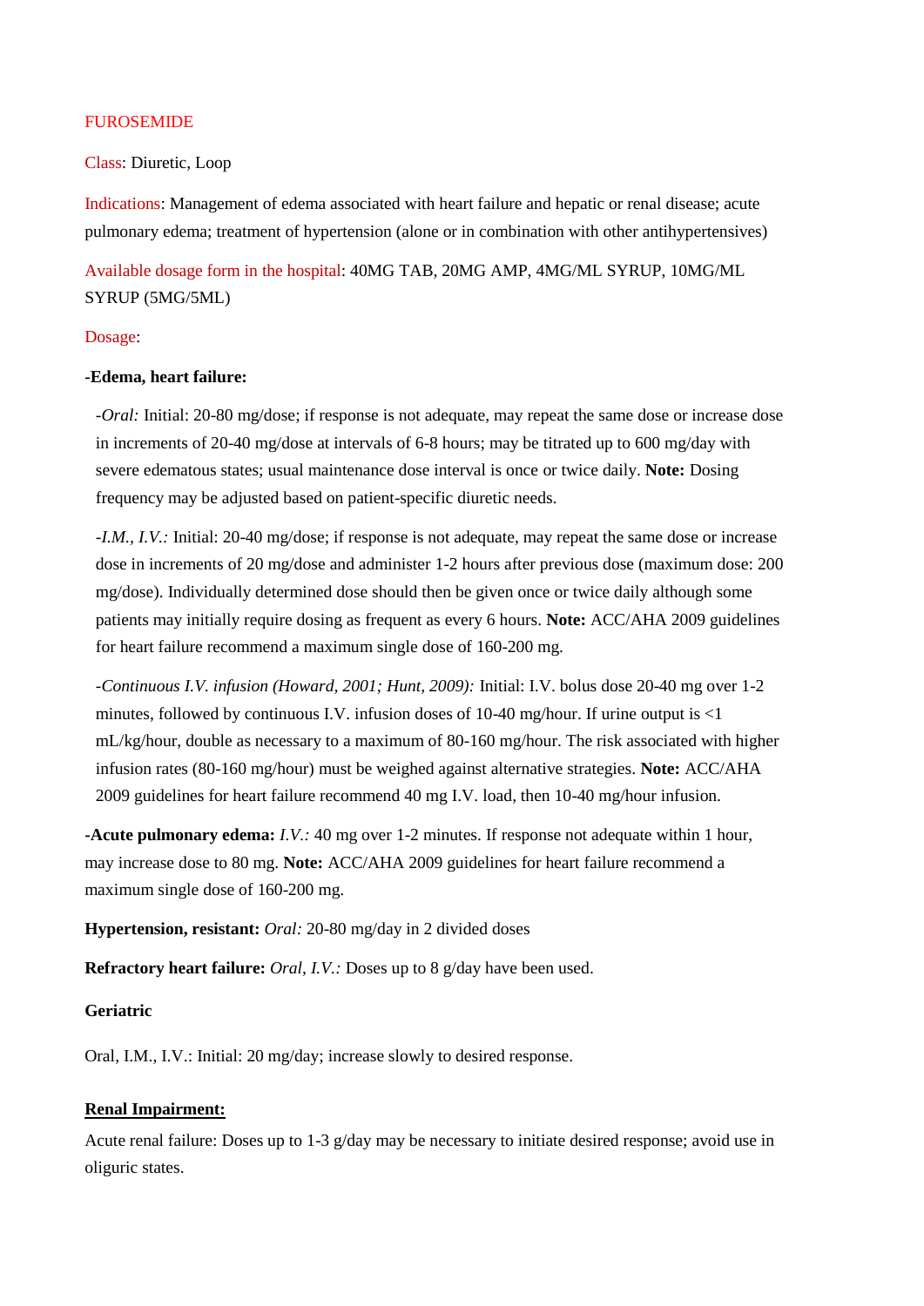FUROSEMIDE

Class: Diuretic, Loop

Indications: Management of edema associated with heart failure and hepatic or renal disease; acute pulmonary edema; treatment of hypertension (alone or in combination with other antihypertensives)

Available dosage form in the hospital: 40MG TAB, 20MG AMP, 4MG/ML SYRUP, 10MG/ML SYRUP (5MG/5ML)

Dosage:

**-Edema, heart failure:**

*-Oral:* Initial: 20-80 mg/dose; if response is not adequate, may repeat the same dose or increase dose in increments of 20-40 mg/dose at intervals of 6-8 hours; may be titrated up to 600 mg/day with severe edematous states; usual maintenance dose interval is once or twice daily. **Note:** Dosing frequency may be adjusted based on patient-specific diuretic needs.

*-I.M., I.V.:* Initial: 20-40 mg/dose; if response is not adequate, may repeat the same dose or increase dose in increments of 20 mg/dose and administer 1-2 hours after previous dose (maximum dose: 200 mg/dose). Individually determined dose should then be given once or twice daily although some patients may initially require dosing as frequent as every 6 hours. **Note:** ACC/AHA 2009 guidelines for heart failure recommend a maximum single dose of 160-200 mg.

*-Continuous I.V. infusion (Howard, 2001; Hunt, 2009):* Initial: I.V. bolus dose 20-40 mg over 1-2 minutes, followed by continuous I.V. infusion doses of 10-40 mg/hour. If urine output is <1 mL/kg/hour, double as necessary to a maximum of 80-160 mg/hour. The risk associated with higher infusion rates (80-160 mg/hour) must be weighed against alternative strategies. **Note:** ACC/AHA 2009 guidelines for heart failure recommend 40 mg I.V. load, then 10-40 mg/hour infusion.

**-Acute pulmonary edema:** *I.V.:* 40 mg over 1-2 minutes. If response not adequate within 1 hour, may increase dose to 80 mg. **Note:** ACC/AHA 2009 guidelines for heart failure recommend a maximum single dose of 160-200 mg.

**Hypertension, resistant:** *Oral:* 20-80 mg/day in 2 divided doses

**Refractory heart failure:** *Oral, I.V.:* Doses up to 8 g/day have been used.

**Geriatric**

Oral, I.M., I.V.: Initial: 20 mg/day; increase slowly to desired response.

**Renal Impairment:**

Acute renal failure: Doses up to 1-3 g/day may be necessary to initiate desired response; avoid use in oliguric states.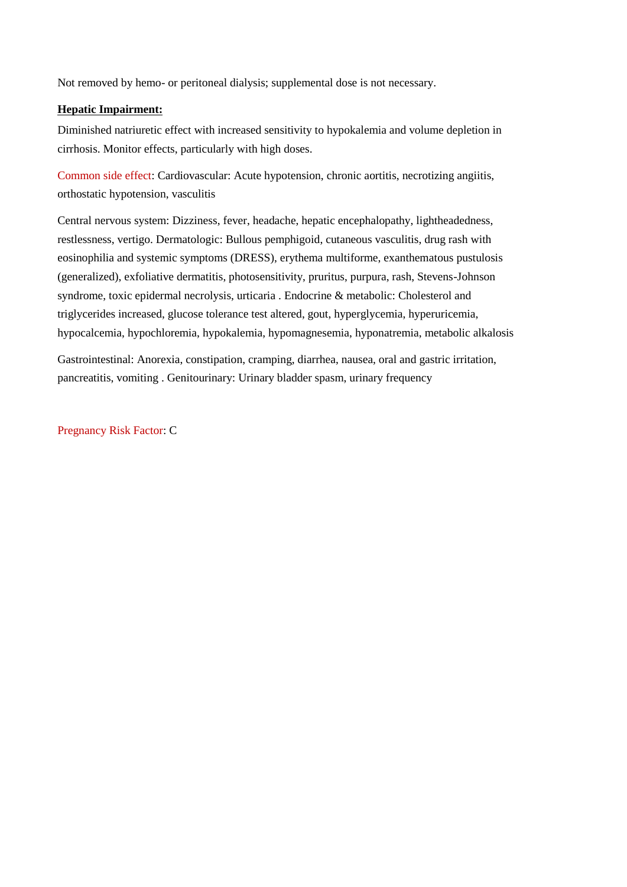Not removed by hemo- or peritoneal dialysis; supplemental dose is not necessary.

**Hepatic Impairment:**

Diminished natriuretic effect with increased sensitivity to hypokalemia and volume depletion in cirrhosis. Monitor effects, particularly with high doses.

Common side effect: Cardiovascular: Acute hypotension, chronic aortitis, necrotizing angiitis, orthostatic hypotension, vasculitis

Central nervous system: Dizziness, fever, headache, hepatic encephalopathy, lightheadedness, restlessness, vertigo. Dermatologic: Bullous pemphigoid, cutaneous vasculitis, drug rash with eosinophilia and systemic symptoms (DRESS), erythema multiforme, exanthematous pustulosis (generalized), exfoliative dermatitis, photosensitivity, pruritus, purpura, rash, Stevens-Johnson syndrome, toxic epidermal necrolysis, urticaria . Endocrine & metabolic: Cholesterol and triglycerides increased, glucose tolerance test altered, gout, hyperglycemia, hyperuricemia, hypocalcemia, hypochloremia, hypokalemia, hypomagnesemia, hyponatremia, metabolic alkalosis

Gastrointestinal: Anorexia, constipation, cramping, diarrhea, nausea, oral and gastric irritation, pancreatitis, vomiting . Genitourinary: Urinary bladder spasm, urinary frequency

Pregnancy Risk Factor: C